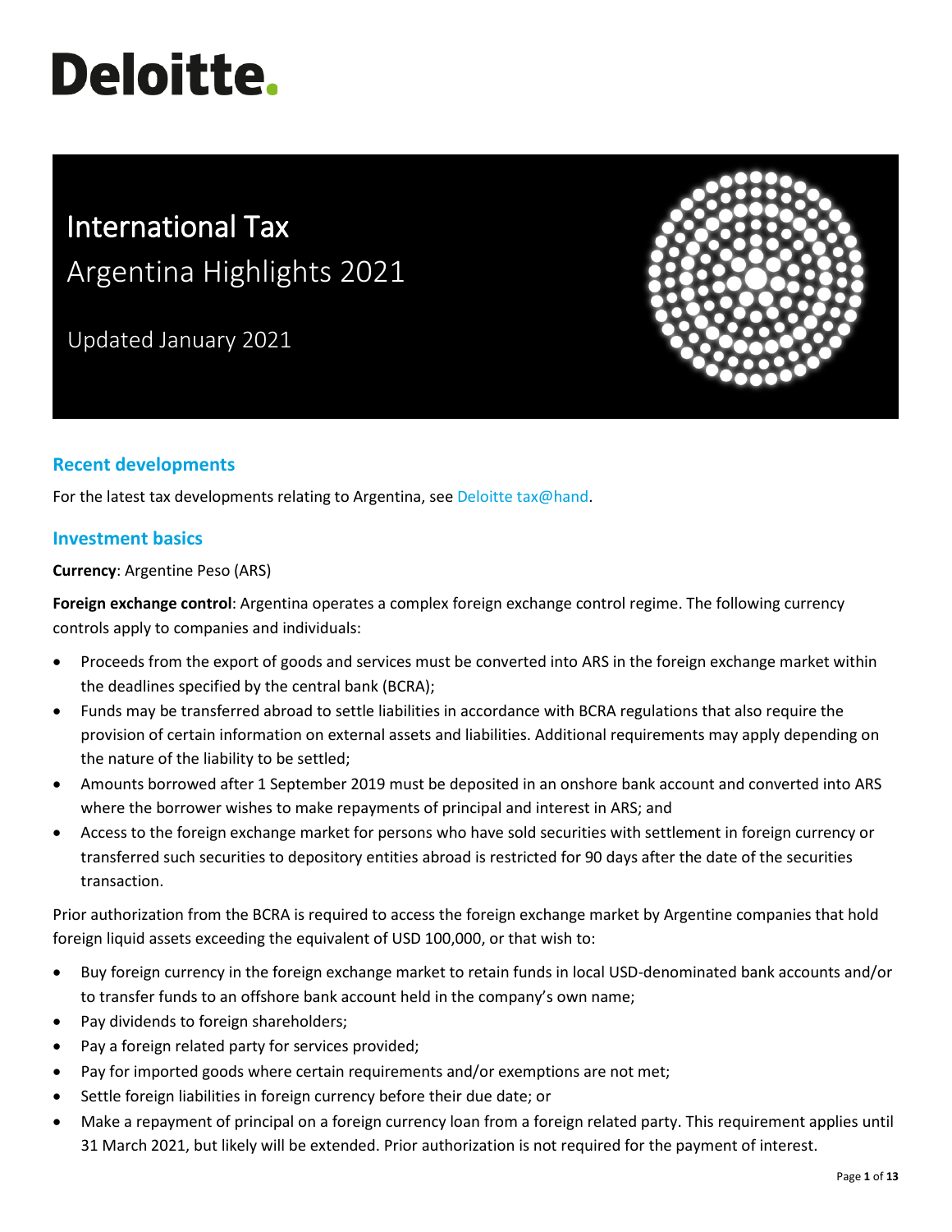# Deloitte.

# International Tax

## Argentina Highlights 2021

Updated January 2021

## Recent developments

For the latest tax developments relating to Argentina, see Deloitte tax@hand.

## Investment basics

**Currency**: Argentine Peso (ARS)

**Foreign exchange control**: Argentina operates a complex foreign exchange control regime. The following currency controls apply to companies and individuals:

- Proceeds from the export of goods and services must be converted into ARS in the foreign exchange market within the deadlines specified by the central bank (BCRA);
- Funds may be transferred abroad to settle liabilities in accordance with BCRA regulations that also require the provision of certain information on external assets and liabilities. Additional requirements may apply depending on the nature of the liability to be settled;
- Amounts borrowed after 1 September 2019 must be deposited in an onshore bank account and converted into ARS where the borrower wishes to make repayments of principal and interest in ARS; and
- Access to the foreign exchange market for persons who have sold securities with settlement in foreign currency or transferred such securities to depository entities abroad is restricted for 90 days after the date of the securities transaction.

Prior authorization from the BCRA is required to access the foreign exchange market by Argentine companies that hold foreign liquid assets exceeding the equivalent of USD 100,000, or that wish to:

- Buy foreign currency in the foreign exchange market to retain funds in local USD-denominated bank accounts and/or to transfer funds to an offshore bank account held in the company's own name;
- Pay dividends to foreign shareholders;
- Pay a foreign related party for services provided;
- Pay for imported goods where certain requirements and/or exemptions are not met;
- Settle foreign liabilities in foreign currency before their due date; or
- Make a repayment of principal on a foreign currency loan from a foreign related party. This requirement applies until 31 March 2021, but likely will be extended. Prior authorization is not required for the payment of interest.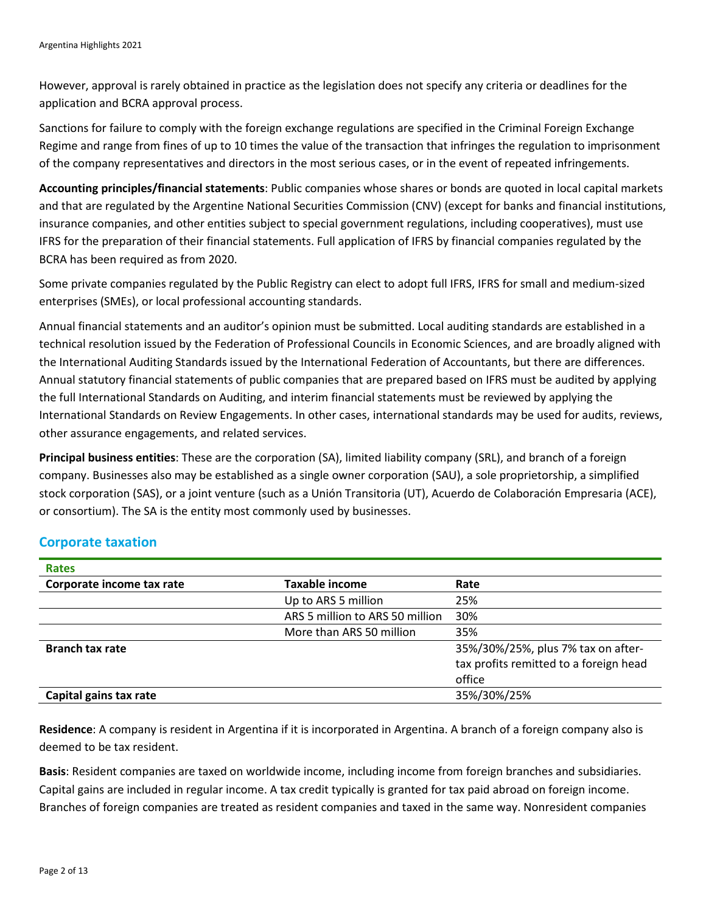However, approval is rarely obtained in practice as the legislation does not specify any criteria or deadlines for the application and BCRA approval process.

Sanctions for failure to comply with the foreign exchange regulations are specified in the Criminal Foreign Exchange Regime and range from fines of up to 10 times the value of the transaction that infringes the regulation to imprisonment of the company representatives and directors in the most serious cases, or in the event of repeated infringements.

**Accounting principles/financial statements**: Public companies whose shares or bonds are quoted in local capital markets and that are regulated by the Argentine National Securities Commission (CNV) (except for banks and financial institutions, insurance companies, and other entities subject to special government regulations, including cooperatives), must use IFRS for the preparation of their financial statements. Full application of IFRS by financial companies regulated by the BCRA has been required as from 2020.

Some private companies regulated by the Public Registry can elect to adopt full IFRS, IFRS for small and medium-sized enterprises (SMEs), or local professional accounting standards.

Annual financial statements and an auditor's opinion must be submitted. Local auditing standards are established in a technical resolution issued by the Federation of Professional Councils in Economic Sciences, and are broadly aligned with the International Auditing Standards issued by the International Federation of Accountants, but there are differences. Annual statutory financial statements of public companies that are prepared based on IFRS must be audited by applying the full International Standards on Auditing, and interim financial statements must be reviewed by applying the International Standards on Review Engagements. In other cases, international standards may be used for audits, reviews, other assurance engagements, and related services.

**Principal business entities**: These are the corporation (SA), limited liability company (SRL), and branch of a foreign company. Businesses also may be established as a single owner corporation (SAU), a sole proprietorship, a simplified stock corporation (SAS), or a joint venture (such as a Unión Transitoria (UT), Acuerdo de Colaboración Empresaria (ACE), or consortium). The SA is the entity most commonly used by businesses.

## Corporate taxation

| **Rates** | | |
|---|---|---|
| **Corporate income tax rate** | **Taxable income** | **Rate** |
| | Up to ARS 5 million | 25% |
| | ARS 5 million to ARS 50 million | 30% |
| | More than ARS 50 million | 35% |
| **Branch tax rate** | | 35%/30%/25%, plus 7% tax on after-tax profits remitted to a foreign head office |
| **Capital gains tax rate** | | 35%/30%/25% |

**Residence**: A company is resident in Argentina if it is incorporated in Argentina. A branch of a foreign company also is deemed to be tax resident.

**Basis**: Resident companies are taxed on worldwide income, including income from foreign branches and subsidiaries. Capital gains are included in regular income. A tax credit typically is granted for tax paid abroad on foreign income. Branches of foreign companies are treated as resident companies and taxed in the same way. Nonresident companies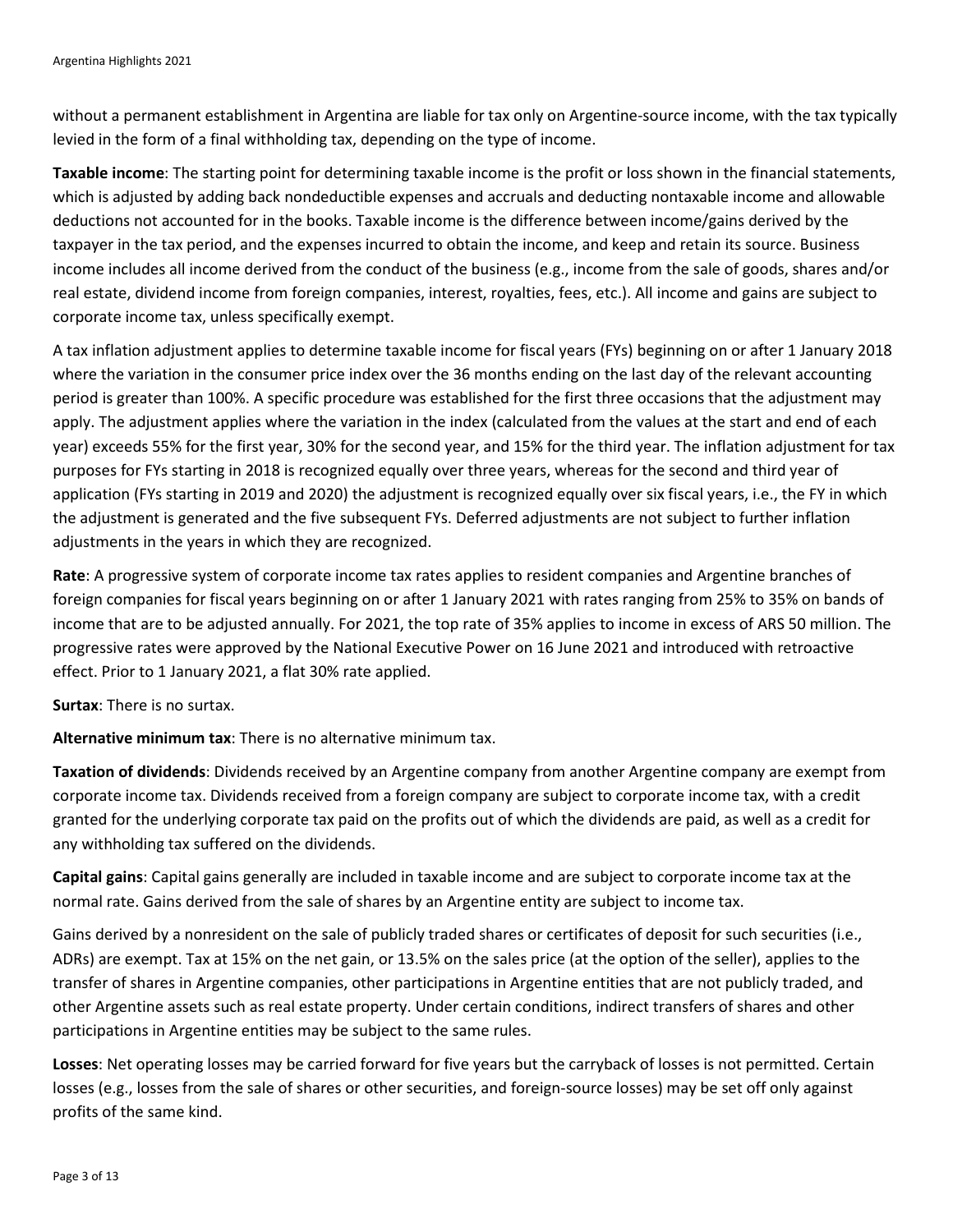without a permanent establishment in Argentina are liable for tax only on Argentine-source income, with the tax typically levied in the form of a final withholding tax, depending on the type of income.

**Taxable income**: The starting point for determining taxable income is the profit or loss shown in the financial statements, which is adjusted by adding back nondeductible expenses and accruals and deducting nontaxable income and allowable deductions not accounted for in the books. Taxable income is the difference between income/gains derived by the taxpayer in the tax period, and the expenses incurred to obtain the income, and keep and retain its source. Business income includes all income derived from the conduct of the business (e.g., income from the sale of goods, shares and/or real estate, dividend income from foreign companies, interest, royalties, fees, etc.). All income and gains are subject to corporate income tax, unless specifically exempt.

A tax inflation adjustment applies to determine taxable income for fiscal years (FYs) beginning on or after 1 January 2018 where the variation in the consumer price index over the 36 months ending on the last day of the relevant accounting period is greater than 100%. A specific procedure was established for the first three occasions that the adjustment may apply. The adjustment applies where the variation in the index (calculated from the values at the start and end of each year) exceeds 55% for the first year, 30% for the second year, and 15% for the third year. The inflation adjustment for tax purposes for FYs starting in 2018 is recognized equally over three years, whereas for the second and third year of application (FYs starting in 2019 and 2020) the adjustment is recognized equally over six fiscal years, i.e., the FY in which the adjustment is generated and the five subsequent FYs. Deferred adjustments are not subject to further inflation adjustments in the years in which they are recognized.

**Rate**: A progressive system of corporate income tax rates applies to resident companies and Argentine branches of foreign companies for fiscal years beginning on or after 1 January 2021 with rates ranging from 25% to 35% on bands of income that are to be adjusted annually. For 2021, the top rate of 35% applies to income in excess of ARS 50 million. The progressive rates were approved by the National Executive Power on 16 June 2021 and introduced with retroactive effect. Prior to 1 January 2021, a flat 30% rate applied.

**Surtax**: There is no surtax.

**Alternative minimum tax**: There is no alternative minimum tax.

**Taxation of dividends**: Dividends received by an Argentine company from another Argentine company are exempt from corporate income tax. Dividends received from a foreign company are subject to corporate income tax, with a credit granted for the underlying corporate tax paid on the profits out of which the dividends are paid, as well as a credit for any withholding tax suffered on the dividends.

**Capital gains**: Capital gains generally are included in taxable income and are subject to corporate income tax at the normal rate. Gains derived from the sale of shares by an Argentine entity are subject to income tax.

Gains derived by a nonresident on the sale of publicly traded shares or certificates of deposit for such securities (i.e., ADRs) are exempt. Tax at 15% on the net gain, or 13.5% on the sales price (at the option of the seller), applies to the transfer of shares in Argentine companies, other participations in Argentine entities that are not publicly traded, and other Argentine assets such as real estate property. Under certain conditions, indirect transfers of shares and other participations in Argentine entities may be subject to the same rules.

**Losses**: Net operating losses may be carried forward for five years but the carryback of losses is not permitted. Certain losses (e.g., losses from the sale of shares or other securities, and foreign-source losses) may be set off only against profits of the same kind.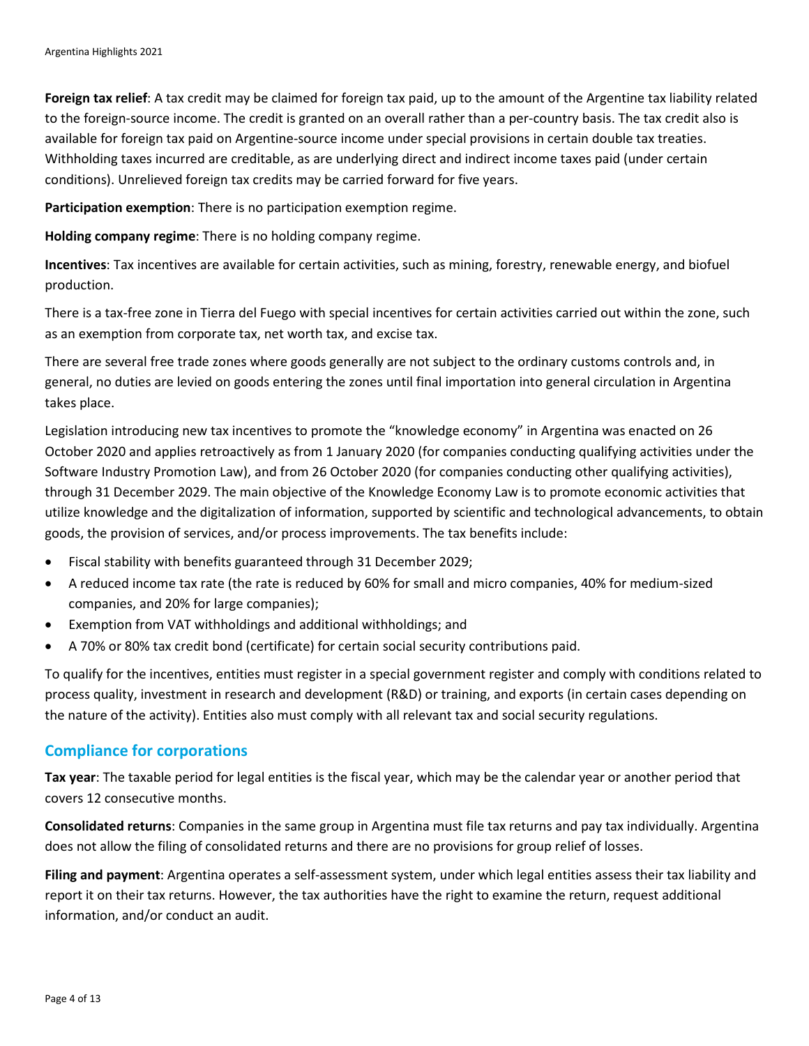**Foreign tax relief**: A tax credit may be claimed for foreign tax paid, up to the amount of the Argentine tax liability related to the foreign-source income. The credit is granted on an overall rather than a per-country basis. The tax credit also is available for foreign tax paid on Argentine-source income under special provisions in certain double tax treaties. Withholding taxes incurred are creditable, as are underlying direct and indirect income taxes paid (under certain conditions). Unrelieved foreign tax credits may be carried forward for five years.

**Participation exemption**: There is no participation exemption regime.

**Holding company regime**: There is no holding company regime.

**Incentives**: Tax incentives are available for certain activities, such as mining, forestry, renewable energy, and biofuel production.

There is a tax-free zone in Tierra del Fuego with special incentives for certain activities carried out within the zone, such as an exemption from corporate tax, net worth tax, and excise tax.

There are several free trade zones where goods generally are not subject to the ordinary customs controls and, in general, no duties are levied on goods entering the zones until final importation into general circulation in Argentina takes place.

Legislation introducing new tax incentives to promote the "knowledge economy" in Argentina was enacted on 26 October 2020 and applies retroactively as from 1 January 2020 (for companies conducting qualifying activities under the Software Industry Promotion Law), and from 26 October 2020 (for companies conducting other qualifying activities), through 31 December 2029. The main objective of the Knowledge Economy Law is to promote economic activities that utilize knowledge and the digitalization of information, supported by scientific and technological advancements, to obtain goods, the provision of services, and/or process improvements. The tax benefits include:

- Fiscal stability with benefits guaranteed through 31 December 2029;
- A reduced income tax rate (the rate is reduced by 60% for small and micro companies, 40% for medium-sized companies, and 20% for large companies);
- Exemption from VAT withholdings and additional withholdings; and
- A 70% or 80% tax credit bond (certificate) for certain social security contributions paid.

To qualify for the incentives, entities must register in a special government register and comply with conditions related to process quality, investment in research and development (R&D) or training, and exports (in certain cases depending on the nature of the activity). Entities also must comply with all relevant tax and social security regulations.

## Compliance for corporations

**Tax year**: The taxable period for legal entities is the fiscal year, which may be the calendar year or another period that covers 12 consecutive months.

**Consolidated returns**: Companies in the same group in Argentina must file tax returns and pay tax individually. Argentina does not allow the filing of consolidated returns and there are no provisions for group relief of losses.

**Filing and payment**: Argentina operates a self-assessment system, under which legal entities assess their tax liability and report it on their tax returns. However, the tax authorities have the right to examine the return, request additional information, and/or conduct an audit.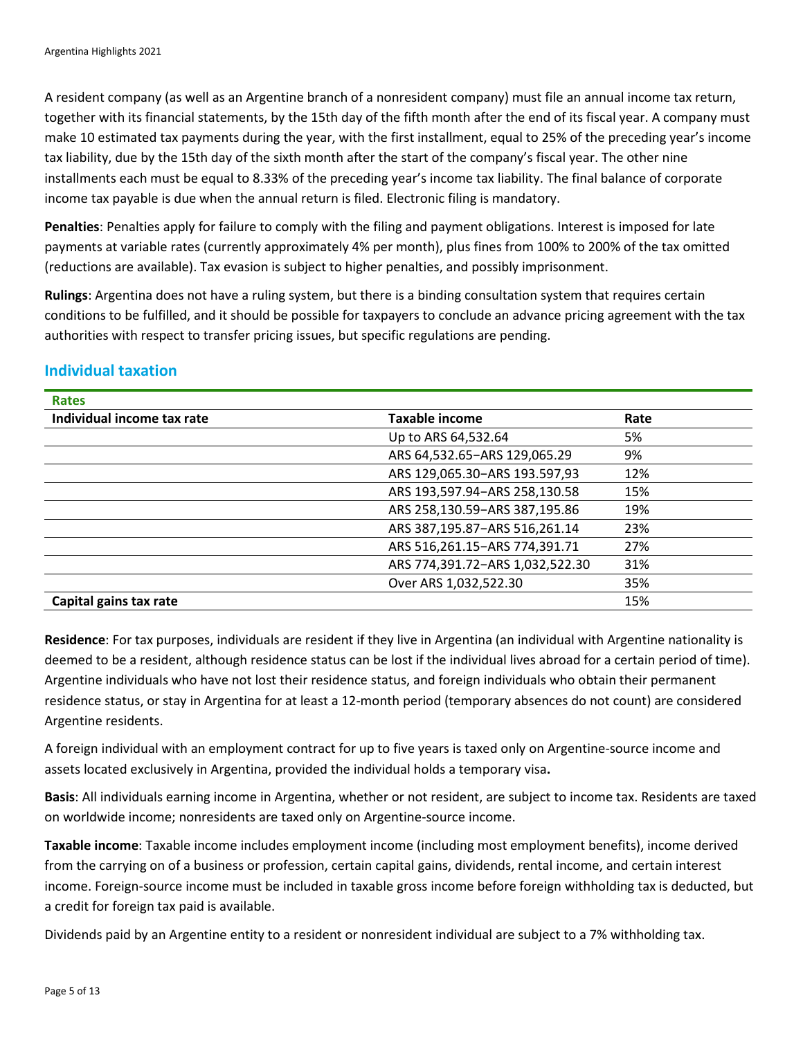A resident company (as well as an Argentine branch of a nonresident company) must file an annual income tax return, together with its financial statements, by the 15th day of the fifth month after the end of its fiscal year. A company must make 10 estimated tax payments during the year, with the first installment, equal to 25% of the preceding year's income tax liability, due by the 15th day of the sixth month after the start of the company's fiscal year. The other nine installments each must be equal to 8.33% of the preceding year's income tax liability. The final balance of corporate income tax payable is due when the annual return is filed. Electronic filing is mandatory.

**Penalties**: Penalties apply for failure to comply with the filing and payment obligations. Interest is imposed for late payments at variable rates (currently approximately 4% per month), plus fines from 100% to 200% of the tax omitted (reductions are available). Tax evasion is subject to higher penalties, and possibly imprisonment.

**Rulings**: Argentina does not have a ruling system, but there is a binding consultation system that requires certain conditions to be fulfilled, and it should be possible for taxpayers to conclude an advance pricing agreement with the tax authorities with respect to transfer pricing issues, but specific regulations are pending.

## Individual taxation

| Rates | | |
|---|---|---|
| **Individual income tax rate** | **Taxable income** | **Rate** |
| | Up to ARS 64,532.64 | 5% |
| | ARS 64,532.65–ARS 129,065.29 | 9% |
| | ARS 129,065.30–ARS 193.597,93 | 12% |
| | ARS 193,597.94–ARS 258,130.58 | 15% |
| | ARS 258,130.59–ARS 387,195.86 | 19% |
| | ARS 387,195.87–ARS 516,261.14 | 23% |
| | ARS 516,261.15–ARS 774,391.71 | 27% |
| | ARS 774,391.72–ARS 1,032,522.30 | 31% |
| | Over ARS 1,032,522.30 | 35% |
| **Capital gains tax rate** | | 15% |

**Residence**: For tax purposes, individuals are resident if they live in Argentina (an individual with Argentine nationality is deemed to be a resident, although residence status can be lost if the individual lives abroad for a certain period of time). Argentine individuals who have not lost their residence status, and foreign individuals who obtain their permanent residence status, or stay in Argentina for at least a 12-month period (temporary absences do not count) are considered Argentine residents.

A foreign individual with an employment contract for up to five years is taxed only on Argentine-source income and assets located exclusively in Argentina, provided the individual holds a temporary visa**.**

**Basis**: All individuals earning income in Argentina, whether or not resident, are subject to income tax. Residents are taxed on worldwide income; nonresidents are taxed only on Argentine-source income.

**Taxable income**: Taxable income includes employment income (including most employment benefits), income derived from the carrying on of a business or profession, certain capital gains, dividends, rental income, and certain interest income. Foreign-source income must be included in taxable gross income before foreign withholding tax is deducted, but a credit for foreign tax paid is available.

Dividends paid by an Argentine entity to a resident or nonresident individual are subject to a 7% withholding tax.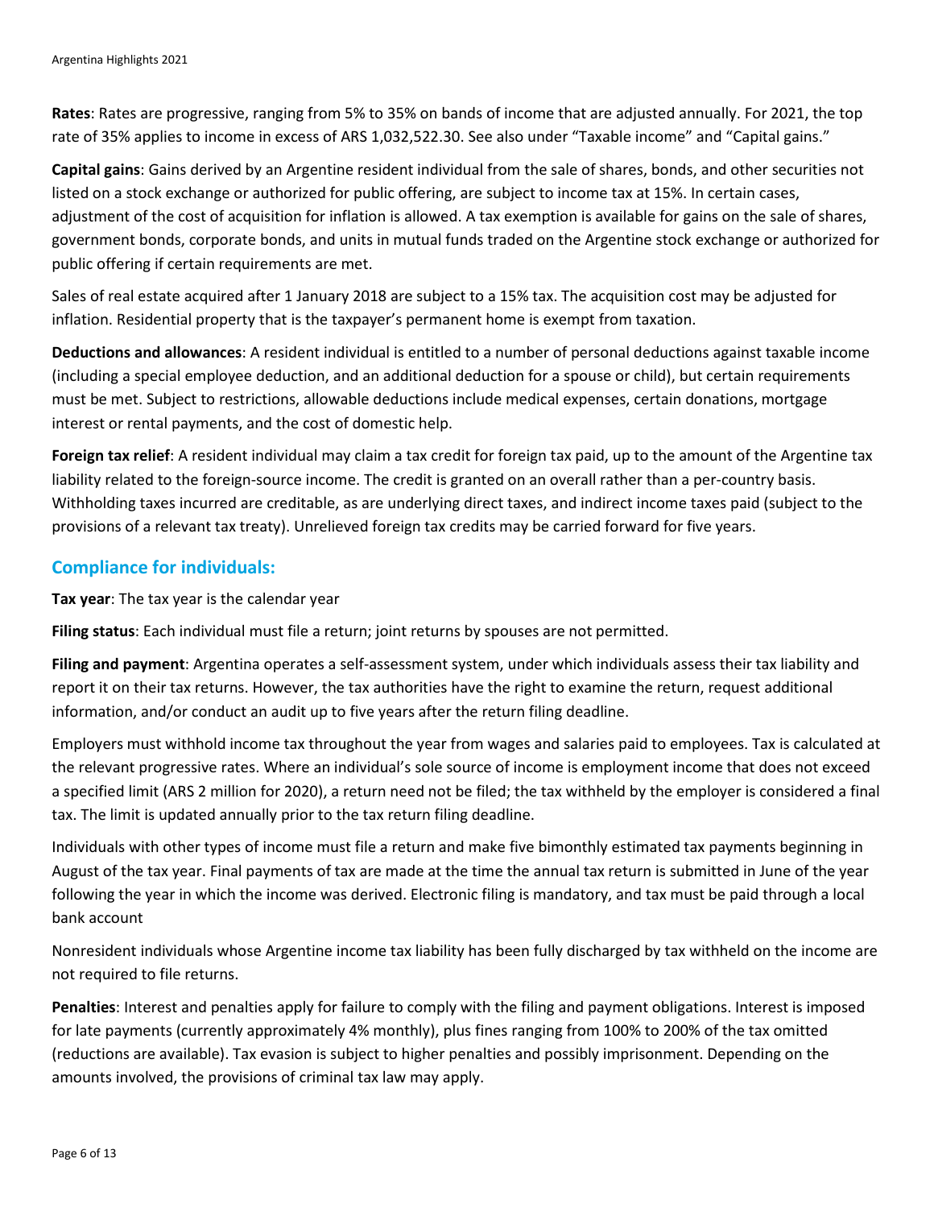**Rates**: Rates are progressive, ranging from 5% to 35% on bands of income that are adjusted annually. For 2021, the top rate of 35% applies to income in excess of ARS 1,032,522.30. See also under "Taxable income" and "Capital gains."

**Capital gains**: Gains derived by an Argentine resident individual from the sale of shares, bonds, and other securities not listed on a stock exchange or authorized for public offering, are subject to income tax at 15%. In certain cases, adjustment of the cost of acquisition for inflation is allowed. A tax exemption is available for gains on the sale of shares, government bonds, corporate bonds, and units in mutual funds traded on the Argentine stock exchange or authorized for public offering if certain requirements are met.

Sales of real estate acquired after 1 January 2018 are subject to a 15% tax. The acquisition cost may be adjusted for inflation. Residential property that is the taxpayer's permanent home is exempt from taxation.

**Deductions and allowances**: A resident individual is entitled to a number of personal deductions against taxable income (including a special employee deduction, and an additional deduction for a spouse or child), but certain requirements must be met. Subject to restrictions, allowable deductions include medical expenses, certain donations, mortgage interest or rental payments, and the cost of domestic help.

**Foreign tax relief**: A resident individual may claim a tax credit for foreign tax paid, up to the amount of the Argentine tax liability related to the foreign-source income. The credit is granted on an overall rather than a per-country basis. Withholding taxes incurred are creditable, as are underlying direct taxes, and indirect income taxes paid (subject to the provisions of a relevant tax treaty). Unrelieved foreign tax credits may be carried forward for five years.

## Compliance for individuals:

**Tax year**: The tax year is the calendar year

**Filing status**: Each individual must file a return; joint returns by spouses are not permitted.

**Filing and payment**: Argentina operates a self-assessment system, under which individuals assess their tax liability and report it on their tax returns. However, the tax authorities have the right to examine the return, request additional information, and/or conduct an audit up to five years after the return filing deadline.

Employers must withhold income tax throughout the year from wages and salaries paid to employees. Tax is calculated at the relevant progressive rates. Where an individual's sole source of income is employment income that does not exceed a specified limit (ARS 2 million for 2020), a return need not be filed; the tax withheld by the employer is considered a final tax. The limit is updated annually prior to the tax return filing deadline.

Individuals with other types of income must file a return and make five bimonthly estimated tax payments beginning in August of the tax year. Final payments of tax are made at the time the annual tax return is submitted in June of the year following the year in which the income was derived. Electronic filing is mandatory, and tax must be paid through a local bank account

Nonresident individuals whose Argentine income tax liability has been fully discharged by tax withheld on the income are not required to file returns.

**Penalties**: Interest and penalties apply for failure to comply with the filing and payment obligations. Interest is imposed for late payments (currently approximately 4% monthly), plus fines ranging from 100% to 200% of the tax omitted (reductions are available). Tax evasion is subject to higher penalties and possibly imprisonment. Depending on the amounts involved, the provisions of criminal tax law may apply.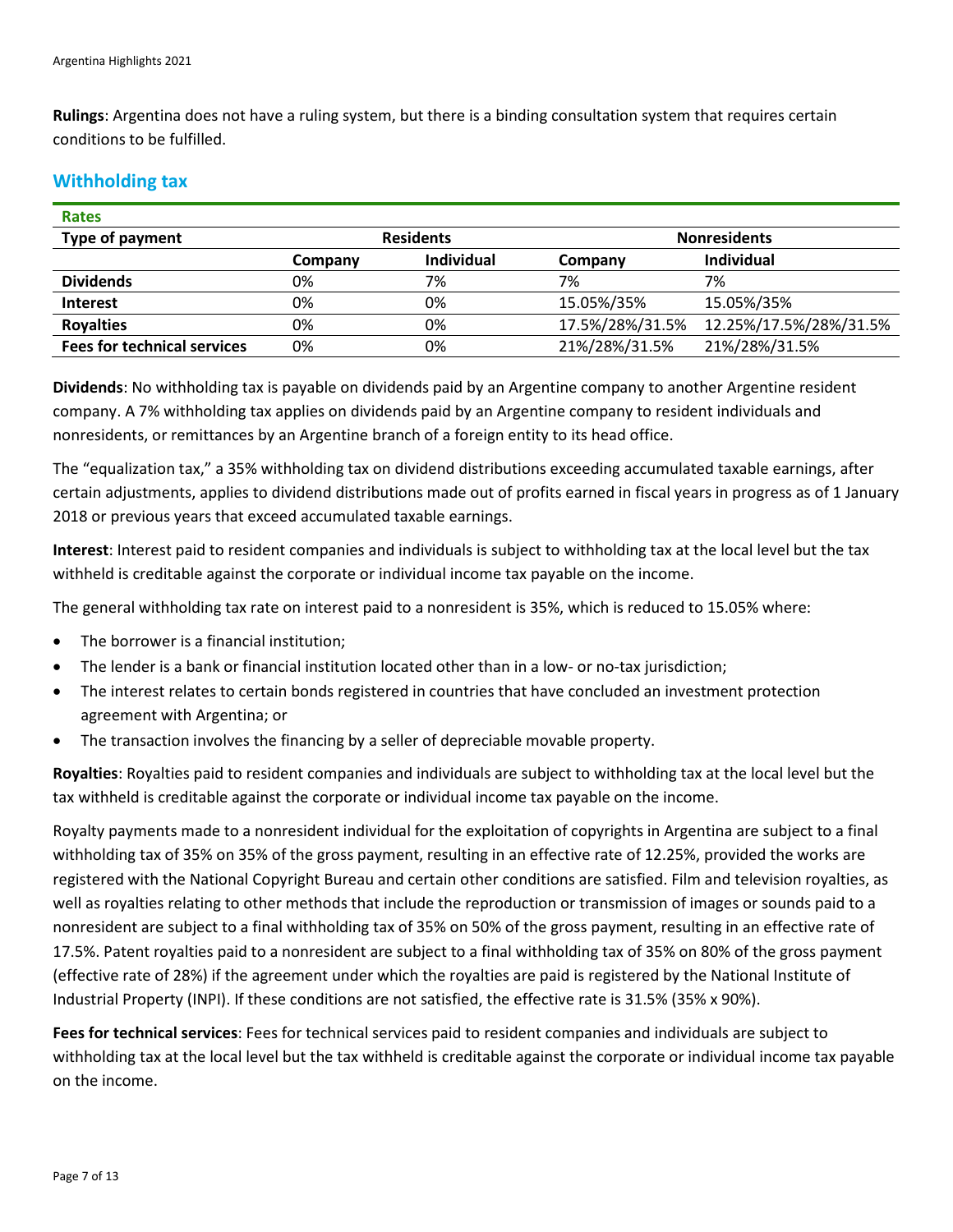**Rulings**: Argentina does not have a ruling system, but there is a binding consultation system that requires certain conditions to be fulfilled.

## Withholding tax

| Rates | | | | |
|---|---|---|---|---|
| **Type of payment** | **Residents** | | **Nonresidents** | |
| | **Company** | **Individual** | **Company** | **Individual** |
| **Dividends** | 0% | 7% | 7% | 7% |
| **Interest** | 0% | 0% | 15.05%/35% | 15.05%/35% |
| **Royalties** | 0% | 0% | 17.5%/28%/31.5% | 12.25%/17.5%/28%/31.5% |
| **Fees for technical services** | 0% | 0% | 21%/28%/31.5% | 21%/28%/31.5% |

**Dividends**: No withholding tax is payable on dividends paid by an Argentine company to another Argentine resident company. A 7% withholding tax applies on dividends paid by an Argentine company to resident individuals and nonresidents, or remittances by an Argentine branch of a foreign entity to its head office.

The "equalization tax," a 35% withholding tax on dividend distributions exceeding accumulated taxable earnings, after certain adjustments, applies to dividend distributions made out of profits earned in fiscal years in progress as of 1 January 2018 or previous years that exceed accumulated taxable earnings.

**Interest**: Interest paid to resident companies and individuals is subject to withholding tax at the local level but the tax withheld is creditable against the corporate or individual income tax payable on the income.

The general withholding tax rate on interest paid to a nonresident is 35%, which is reduced to 15.05% where:

- The borrower is a financial institution;
- The lender is a bank or financial institution located other than in a low- or no-tax jurisdiction;
- The interest relates to certain bonds registered in countries that have concluded an investment protection agreement with Argentina; or
- The transaction involves the financing by a seller of depreciable movable property.

**Royalties**: Royalties paid to resident companies and individuals are subject to withholding tax at the local level but the tax withheld is creditable against the corporate or individual income tax payable on the income.

Royalty payments made to a nonresident individual for the exploitation of copyrights in Argentina are subject to a final withholding tax of 35% on 35% of the gross payment, resulting in an effective rate of 12.25%, provided the works are registered with the National Copyright Bureau and certain other conditions are satisfied. Film and television royalties, as well as royalties relating to other methods that include the reproduction or transmission of images or sounds paid to a nonresident are subject to a final withholding tax of 35% on 50% of the gross payment, resulting in an effective rate of 17.5%. Patent royalties paid to a nonresident are subject to a final withholding tax of 35% on 80% of the gross payment (effective rate of 28%) if the agreement under which the royalties are paid is registered by the National Institute of Industrial Property (INPI). If these conditions are not satisfied, the effective rate is 31.5% (35% x 90%).

**Fees for technical services**: Fees for technical services paid to resident companies and individuals are subject to withholding tax at the local level but the tax withheld is creditable against the corporate or individual income tax payable on the income.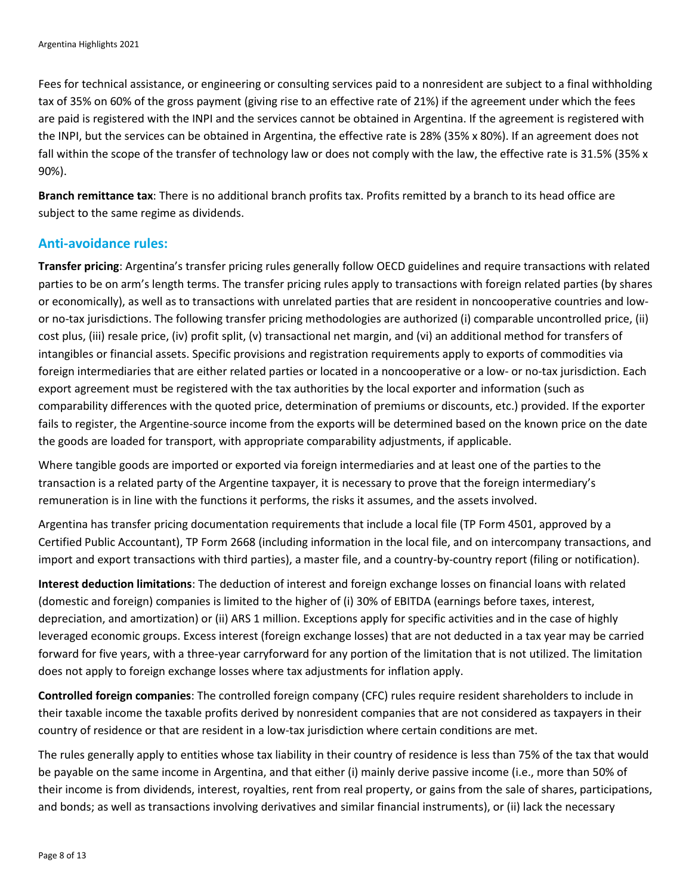Fees for technical assistance, or engineering or consulting services paid to a nonresident are subject to a final withholding tax of 35% on 60% of the gross payment (giving rise to an effective rate of 21%) if the agreement under which the fees are paid is registered with the INPI and the services cannot be obtained in Argentina. If the agreement is registered with the INPI, but the services can be obtained in Argentina, the effective rate is 28% (35% x 80%). If an agreement does not fall within the scope of the transfer of technology law or does not comply with the law, the effective rate is 31.5% (35% x 90%).

**Branch remittance tax**: There is no additional branch profits tax. Profits remitted by a branch to its head office are subject to the same regime as dividends.

## Anti-avoidance rules:

**Transfer pricing**: Argentina's transfer pricing rules generally follow OECD guidelines and require transactions with related parties to be on arm's length terms. The transfer pricing rules apply to transactions with foreign related parties (by shares or economically), as well as to transactions with unrelated parties that are resident in noncooperative countries and low- or no-tax jurisdictions. The following transfer pricing methodologies are authorized (i) comparable uncontrolled price, (ii) cost plus, (iii) resale price, (iv) profit split, (v) transactional net margin, and (vi) an additional method for transfers of intangibles or financial assets. Specific provisions and registration requirements apply to exports of commodities via foreign intermediaries that are either related parties or located in a noncooperative or a low- or no-tax jurisdiction. Each export agreement must be registered with the tax authorities by the local exporter and information (such as comparability differences with the quoted price, determination of premiums or discounts, etc.) provided. If the exporter fails to register, the Argentine-source income from the exports will be determined based on the known price on the date the goods are loaded for transport, with appropriate comparability adjustments, if applicable.

Where tangible goods are imported or exported via foreign intermediaries and at least one of the parties to the transaction is a related party of the Argentine taxpayer, it is necessary to prove that the foreign intermediary's remuneration is in line with the functions it performs, the risks it assumes, and the assets involved.

Argentina has transfer pricing documentation requirements that include a local file (TP Form 4501, approved by a Certified Public Accountant), TP Form 2668 (including information in the local file, and on intercompany transactions, and import and export transactions with third parties), a master file, and a country-by-country report (filing or notification).

**Interest deduction limitations**: The deduction of interest and foreign exchange losses on financial loans with related (domestic and foreign) companies is limited to the higher of (i) 30% of EBITDA (earnings before taxes, interest, depreciation, and amortization) or (ii) ARS 1 million. Exceptions apply for specific activities and in the case of highly leveraged economic groups. Excess interest (foreign exchange losses) that are not deducted in a tax year may be carried forward for five years, with a three-year carryforward for any portion of the limitation that is not utilized. The limitation does not apply to foreign exchange losses where tax adjustments for inflation apply.

**Controlled foreign companies**: The controlled foreign company (CFC) rules require resident shareholders to include in their taxable income the taxable profits derived by nonresident companies that are not considered as taxpayers in their country of residence or that are resident in a low-tax jurisdiction where certain conditions are met.

The rules generally apply to entities whose tax liability in their country of residence is less than 75% of the tax that would be payable on the same income in Argentina, and that either (i) mainly derive passive income (i.e., more than 50% of their income is from dividends, interest, royalties, rent from real property, or gains from the sale of shares, participations, and bonds; as well as transactions involving derivatives and similar financial instruments), or (ii) lack the necessary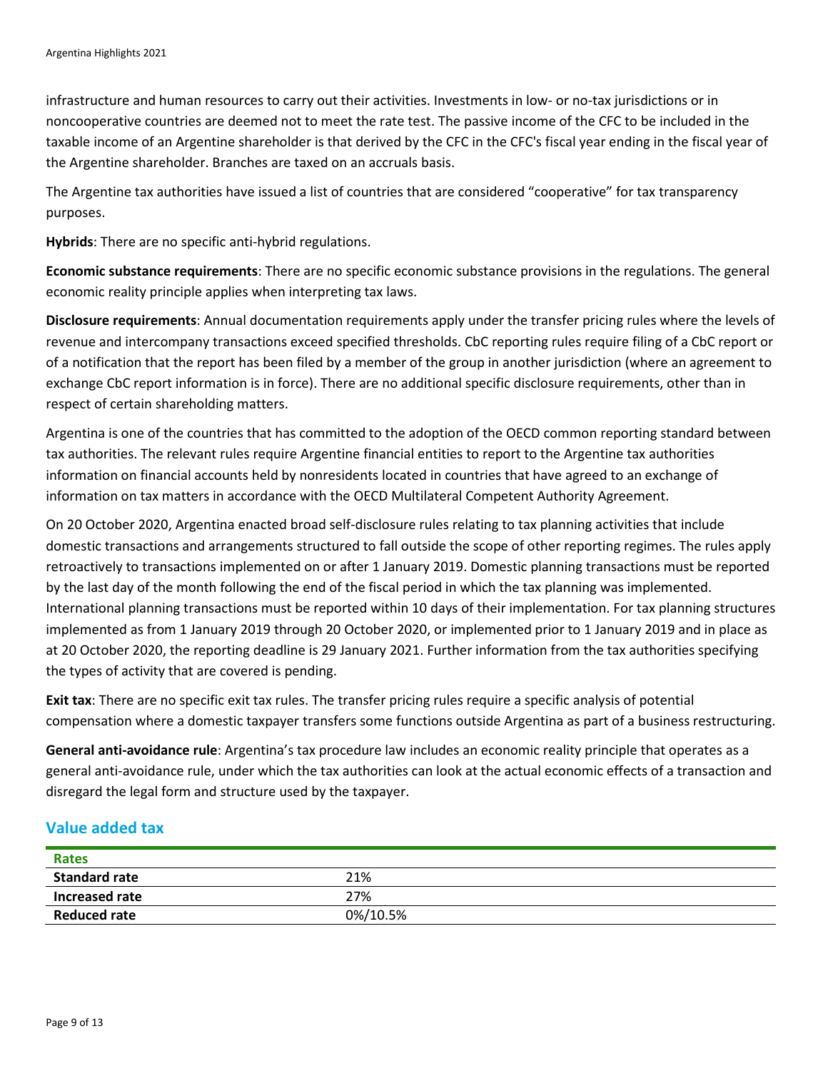infrastructure and human resources to carry out their activities. Investments in low- or no-tax jurisdictions or in noncooperative countries are deemed not to meet the rate test. The passive income of the CFC to be included in the taxable income of an Argentine shareholder is that derived by the CFC in the CFC's fiscal year ending in the fiscal year of the Argentine shareholder. Branches are taxed on an accruals basis.

The Argentine tax authorities have issued a list of countries that are considered "cooperative" for tax transparency purposes.

**Hybrids**: There are no specific anti-hybrid regulations.

**Economic substance requirements**: There are no specific economic substance provisions in the regulations. The general economic reality principle applies when interpreting tax laws.

**Disclosure requirements**: Annual documentation requirements apply under the transfer pricing rules where the levels of revenue and intercompany transactions exceed specified thresholds. CbC reporting rules require filing of a CbC report or of a notification that the report has been filed by a member of the group in another jurisdiction (where an agreement to exchange CbC report information is in force). There are no additional specific disclosure requirements, other than in respect of certain shareholding matters.

Argentina is one of the countries that has committed to the adoption of the OECD common reporting standard between tax authorities. The relevant rules require Argentine financial entities to report to the Argentine tax authorities information on financial accounts held by nonresidents located in countries that have agreed to an exchange of information on tax matters in accordance with the OECD Multilateral Competent Authority Agreement.

On 20 October 2020, Argentina enacted broad self-disclosure rules relating to tax planning activities that include domestic transactions and arrangements structured to fall outside the scope of other reporting regimes. The rules apply retroactively to transactions implemented on or after 1 January 2019. Domestic planning transactions must be reported by the last day of the month following the end of the fiscal period in which the tax planning was implemented. International planning transactions must be reported within 10 days of their implementation. For tax planning structures implemented as from 1 January 2019 through 20 October 2020, or implemented prior to 1 January 2019 and in place as at 20 October 2020, the reporting deadline is 29 January 2021. Further information from the tax authorities specifying the types of activity that are covered is pending.

**Exit tax**: There are no specific exit tax rules. The transfer pricing rules require a specific analysis of potential compensation where a domestic taxpayer transfers some functions outside Argentina as part of a business restructuring.

**General anti-avoidance rule**: Argentina's tax procedure law includes an economic reality principle that operates as a general anti-avoidance rule, under which the tax authorities can look at the actual economic effects of a transaction and disregard the legal form and structure used by the taxpayer.

## Value added tax

| Rates | |
|---|---|
| **Standard rate** | 21% |
| **Increased rate** | 27% |
| **Reduced rate** | 0%/10.5% |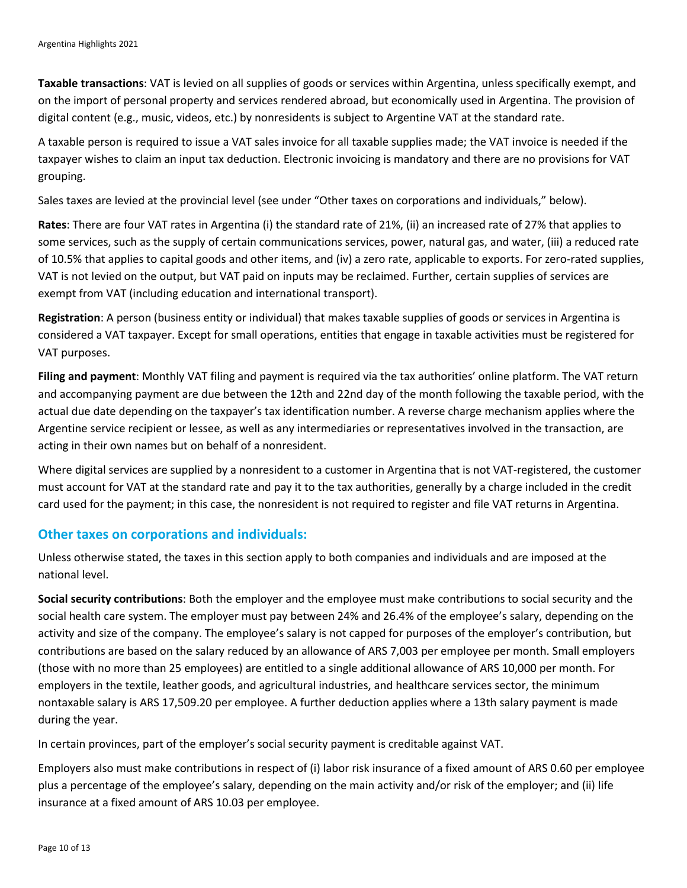**Taxable transactions**: VAT is levied on all supplies of goods or services within Argentina, unless specifically exempt, and on the import of personal property and services rendered abroad, but economically used in Argentina. The provision of digital content (e.g., music, videos, etc.) by nonresidents is subject to Argentine VAT at the standard rate.

A taxable person is required to issue a VAT sales invoice for all taxable supplies made; the VAT invoice is needed if the taxpayer wishes to claim an input tax deduction. Electronic invoicing is mandatory and there are no provisions for VAT grouping.

Sales taxes are levied at the provincial level (see under "Other taxes on corporations and individuals," below).

**Rates**: There are four VAT rates in Argentina (i) the standard rate of 21%, (ii) an increased rate of 27% that applies to some services, such as the supply of certain communications services, power, natural gas, and water, (iii) a reduced rate of 10.5% that applies to capital goods and other items, and (iv) a zero rate, applicable to exports. For zero-rated supplies, VAT is not levied on the output, but VAT paid on inputs may be reclaimed. Further, certain supplies of services are exempt from VAT (including education and international transport).

**Registration**: A person (business entity or individual) that makes taxable supplies of goods or services in Argentina is considered a VAT taxpayer. Except for small operations, entities that engage in taxable activities must be registered for VAT purposes.

**Filing and payment**: Monthly VAT filing and payment is required via the tax authorities' online platform. The VAT return and accompanying payment are due between the 12th and 22nd day of the month following the taxable period, with the actual due date depending on the taxpayer's tax identification number. A reverse charge mechanism applies where the Argentine service recipient or lessee, as well as any intermediaries or representatives involved in the transaction, are acting in their own names but on behalf of a nonresident.

Where digital services are supplied by a nonresident to a customer in Argentina that is not VAT-registered, the customer must account for VAT at the standard rate and pay it to the tax authorities, generally by a charge included in the credit card used for the payment; in this case, the nonresident is not required to register and file VAT returns in Argentina.

## Other taxes on corporations and individuals:

Unless otherwise stated, the taxes in this section apply to both companies and individuals and are imposed at the national level.

**Social security contributions**: Both the employer and the employee must make contributions to social security and the social health care system. The employer must pay between 24% and 26.4% of the employee's salary, depending on the activity and size of the company. The employee's salary is not capped for purposes of the employer's contribution, but contributions are based on the salary reduced by an allowance of ARS 7,003 per employee per month. Small employers (those with no more than 25 employees) are entitled to a single additional allowance of ARS 10,000 per month. For employers in the textile, leather goods, and agricultural industries, and healthcare services sector, the minimum nontaxable salary is ARS 17,509.20 per employee. A further deduction applies where a 13th salary payment is made during the year.

In certain provinces, part of the employer's social security payment is creditable against VAT.

Employers also must make contributions in respect of (i) labor risk insurance of a fixed amount of ARS 0.60 per employee plus a percentage of the employee's salary, depending on the main activity and/or risk of the employer; and (ii) life insurance at a fixed amount of ARS 10.03 per employee.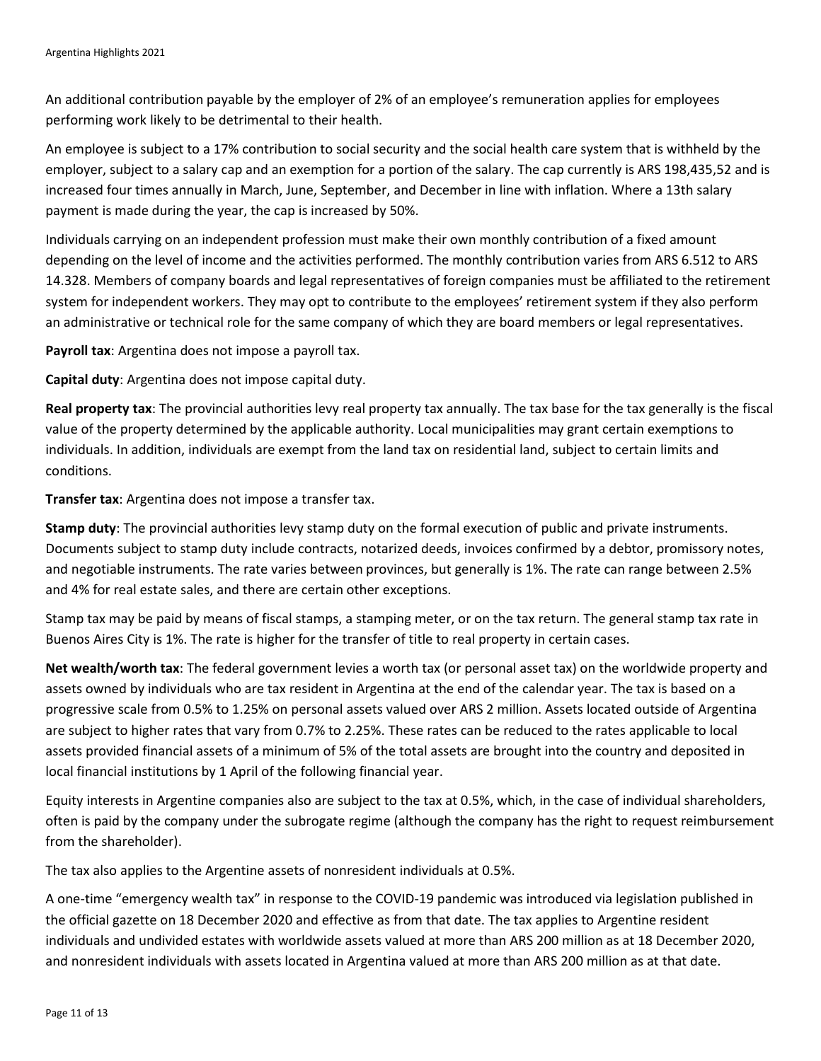An additional contribution payable by the employer of 2% of an employee's remuneration applies for employees performing work likely to be detrimental to their health.

An employee is subject to a 17% contribution to social security and the social health care system that is withheld by the employer, subject to a salary cap and an exemption for a portion of the salary. The cap currently is ARS 198,435,52 and is increased four times annually in March, June, September, and December in line with inflation. Where a 13th salary payment is made during the year, the cap is increased by 50%.

Individuals carrying on an independent profession must make their own monthly contribution of a fixed amount depending on the level of income and the activities performed. The monthly contribution varies from ARS 6.512 to ARS 14.328. Members of company boards and legal representatives of foreign companies must be affiliated to the retirement system for independent workers. They may opt to contribute to the employees' retirement system if they also perform an administrative or technical role for the same company of which they are board members or legal representatives.

**Payroll tax**: Argentina does not impose a payroll tax.

**Capital duty**: Argentina does not impose capital duty.

**Real property tax**: The provincial authorities levy real property tax annually. The tax base for the tax generally is the fiscal value of the property determined by the applicable authority. Local municipalities may grant certain exemptions to individuals. In addition, individuals are exempt from the land tax on residential land, subject to certain limits and conditions.

**Transfer tax**: Argentina does not impose a transfer tax.

**Stamp duty**: The provincial authorities levy stamp duty on the formal execution of public and private instruments. Documents subject to stamp duty include contracts, notarized deeds, invoices confirmed by a debtor, promissory notes, and negotiable instruments. The rate varies between provinces, but generally is 1%. The rate can range between 2.5% and 4% for real estate sales, and there are certain other exceptions.

Stamp tax may be paid by means of fiscal stamps, a stamping meter, or on the tax return. The general stamp tax rate in Buenos Aires City is 1%. The rate is higher for the transfer of title to real property in certain cases.

**Net wealth/worth tax**: The federal government levies a worth tax (or personal asset tax) on the worldwide property and assets owned by individuals who are tax resident in Argentina at the end of the calendar year. The tax is based on a progressive scale from 0.5% to 1.25% on personal assets valued over ARS 2 million. Assets located outside of Argentina are subject to higher rates that vary from 0.7% to 2.25%. These rates can be reduced to the rates applicable to local assets provided financial assets of a minimum of 5% of the total assets are brought into the country and deposited in local financial institutions by 1 April of the following financial year.

Equity interests in Argentine companies also are subject to the tax at 0.5%, which, in the case of individual shareholders, often is paid by the company under the subrogate regime (although the company has the right to request reimbursement from the shareholder).

The tax also applies to the Argentine assets of nonresident individuals at 0.5%.

A one-time "emergency wealth tax" in response to the COVID-19 pandemic was introduced via legislation published in the official gazette on 18 December 2020 and effective as from that date. The tax applies to Argentine resident individuals and undivided estates with worldwide assets valued at more than ARS 200 million as at 18 December 2020, and nonresident individuals with assets located in Argentina valued at more than ARS 200 million as at that date.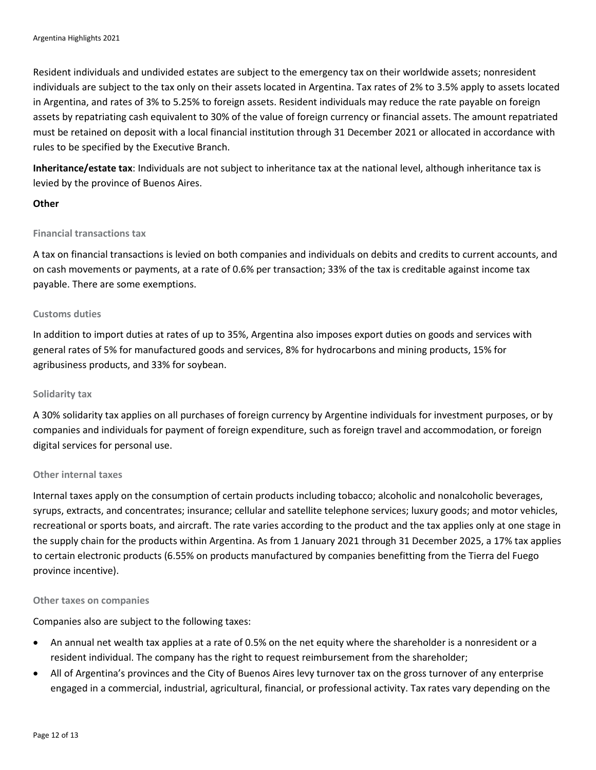Resident individuals and undivided estates are subject to the emergency tax on their worldwide assets; nonresident individuals are subject to the tax only on their assets located in Argentina. Tax rates of 2% to 3.5% apply to assets located in Argentina, and rates of 3% to 5.25% to foreign assets. Resident individuals may reduce the rate payable on foreign assets by repatriating cash equivalent to 30% of the value of foreign currency or financial assets. The amount repatriated must be retained on deposit with a local financial institution through 31 December 2021 or allocated in accordance with rules to be specified by the Executive Branch.

**Inheritance/estate tax**: Individuals are not subject to inheritance tax at the national level, although inheritance tax is levied by the province of Buenos Aires.

**Other**

#### Financial transactions tax

A tax on financial transactions is levied on both companies and individuals on debits and credits to current accounts, and on cash movements or payments, at a rate of 0.6% per transaction; 33% of the tax is creditable against income tax payable. There are some exemptions.

#### Customs duties

In addition to import duties at rates of up to 35%, Argentina also imposes export duties on goods and services with general rates of 5% for manufactured goods and services, 8% for hydrocarbons and mining products, 15% for agribusiness products, and 33% for soybean.

#### Solidarity tax

A 30% solidarity tax applies on all purchases of foreign currency by Argentine individuals for investment purposes, or by companies and individuals for payment of foreign expenditure, such as foreign travel and accommodation, or foreign digital services for personal use.

#### Other internal taxes

Internal taxes apply on the consumption of certain products including tobacco; alcoholic and nonalcoholic beverages, syrups, extracts, and concentrates; insurance; cellular and satellite telephone services; luxury goods; and motor vehicles, recreational or sports boats, and aircraft. The rate varies according to the product and the tax applies only at one stage in the supply chain for the products within Argentina. As from 1 January 2021 through 31 December 2025, a 17% tax applies to certain electronic products (6.55% on products manufactured by companies benefitting from the Tierra del Fuego province incentive).

#### Other taxes on companies

Companies also are subject to the following taxes:

- An annual net wealth tax applies at a rate of 0.5% on the net equity where the shareholder is a nonresident or a resident individual. The company has the right to request reimbursement from the shareholder;
- All of Argentina's provinces and the City of Buenos Aires levy turnover tax on the gross turnover of any enterprise engaged in a commercial, industrial, agricultural, financial, or professional activity. Tax rates vary depending on the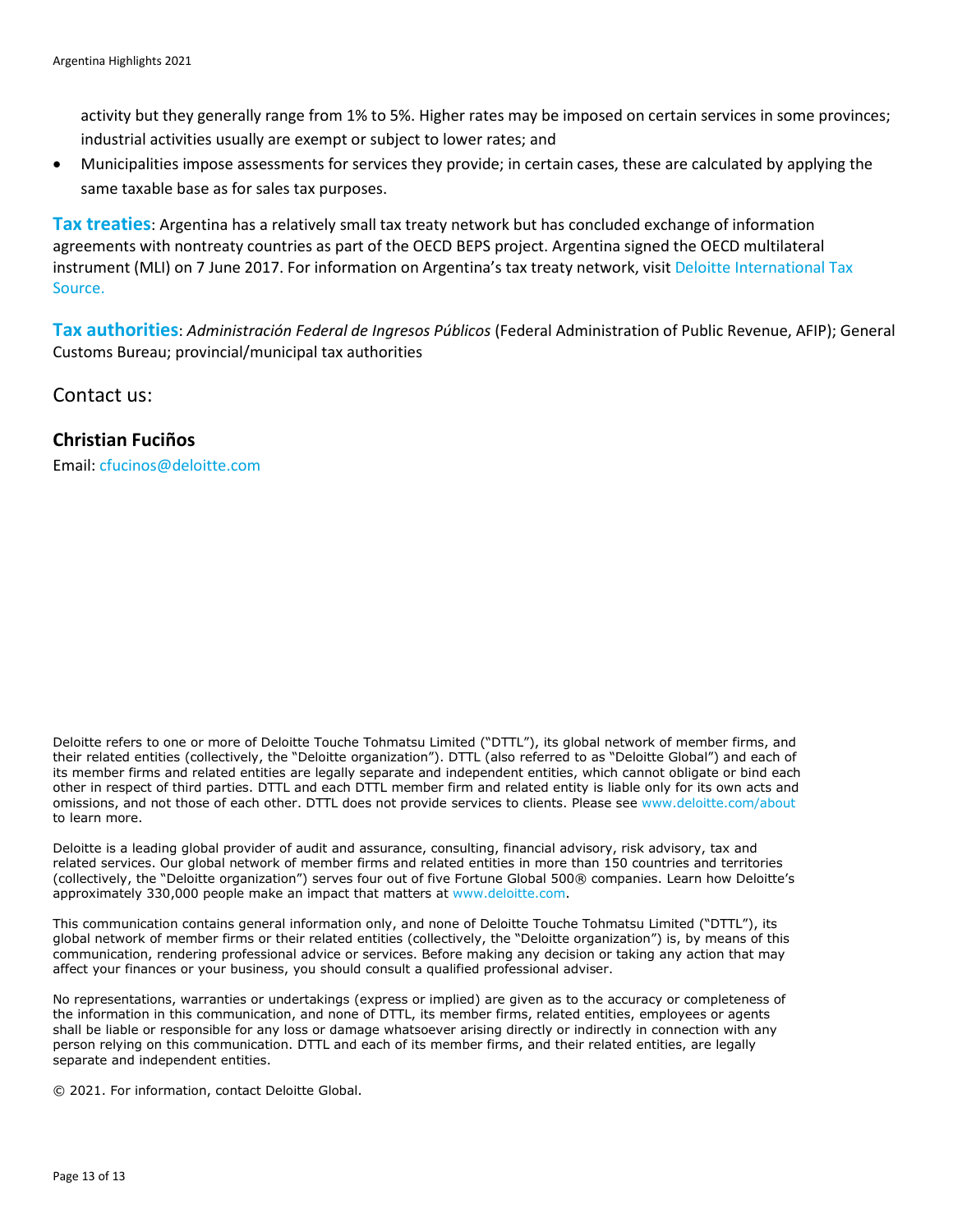activity but they generally range from 1% to 5%. Higher rates may be imposed on certain services in some provinces; industrial activities usually are exempt or subject to lower rates; and

- Municipalities impose assessments for services they provide; in certain cases, these are calculated by applying the same taxable base as for sales tax purposes.

**Tax treaties**: Argentina has a relatively small tax treaty network but has concluded exchange of information agreements with nontreaty countries as part of the OECD BEPS project. Argentina signed the OECD multilateral instrument (MLI) on 7 June 2017. For information on Argentina's tax treaty network, visit Deloitte International Tax Source.

**Tax authorities**: *Administración Federal de Ingresos Públicos* (Federal Administration of Public Revenue, AFIP); General Customs Bureau; provincial/municipal tax authorities

## Contact us:

### Christian Fuciños

Email: cfucinos@deloitte.com

Deloitte refers to one or more of Deloitte Touche Tohmatsu Limited ("DTTL"), its global network of member firms, and their related entities (collectively, the "Deloitte organization"). DTTL (also referred to as "Deloitte Global") and each of its member firms and related entities are legally separate and independent entities, which cannot obligate or bind each other in respect of third parties. DTTL and each DTTL member firm and related entity is liable only for its own acts and omissions, and not those of each other. DTTL does not provide services to clients. Please see www.deloitte.com/about to learn more.

Deloitte is a leading global provider of audit and assurance, consulting, financial advisory, risk advisory, tax and related services. Our global network of member firms and related entities in more than 150 countries and territories (collectively, the "Deloitte organization") serves four out of five Fortune Global 500® companies. Learn how Deloitte's approximately 330,000 people make an impact that matters at www.deloitte.com.

This communication contains general information only, and none of Deloitte Touche Tohmatsu Limited ("DTTL"), its global network of member firms or their related entities (collectively, the "Deloitte organization") is, by means of this communication, rendering professional advice or services. Before making any decision or taking any action that may affect your finances or your business, you should consult a qualified professional adviser.

No representations, warranties or undertakings (express or implied) are given as to the accuracy or completeness of the information in this communication, and none of DTTL, its member firms, related entities, employees or agents shall be liable or responsible for any loss or damage whatsoever arising directly or indirectly in connection with any person relying on this communication. DTTL and each of its member firms, and their related entities, are legally separate and independent entities.

© 2021. For information, contact Deloitte Global.